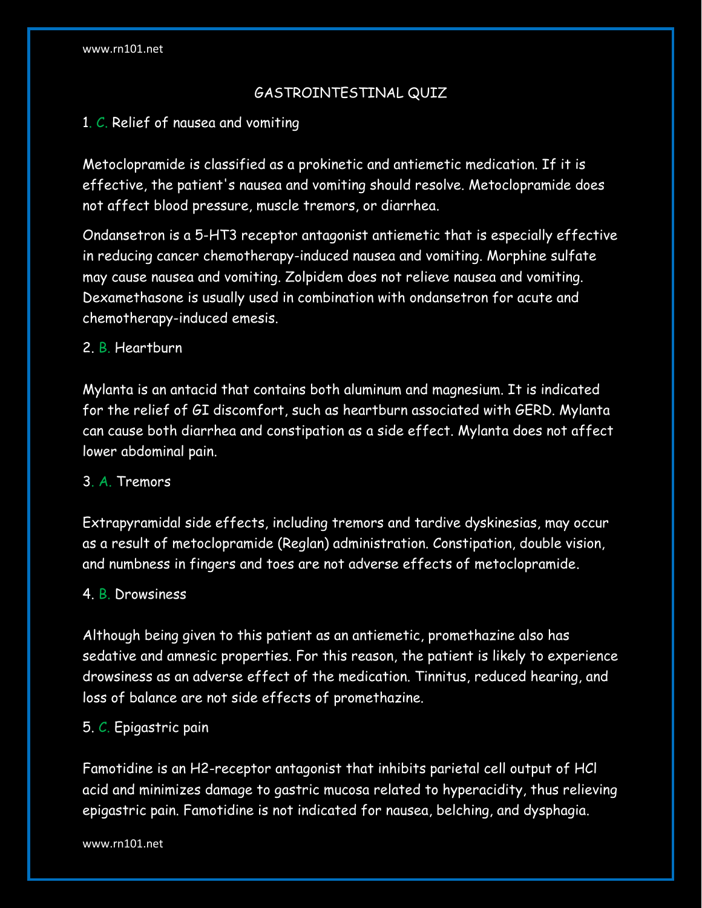# GASTROINTESTINAL QUIZ

1. C. Relief of nausea and vomiting

Metoclopramide is classified as a prokinetic and antiemetic medication. If it is effective, the patient's nausea and vomiting should resolve. Metoclopramide does not affect blood pressure, muscle tremors, or diarrhea.

Ondansetron is a 5-HT3 receptor antagonist antiemetic that is especially effective in reducing cancer chemotherapy-induced nausea and vomiting. Morphine sulfate may cause nausea and vomiting. Zolpidem does not relieve nausea and vomiting. Dexamethasone is usually used in combination with ondansetron for acute and chemotherapy-induced emesis.

2. B. Heartburn

Mylanta is an antacid that contains both aluminum and magnesium. It is indicated for the relief of GI discomfort, such as heartburn associated with GERD. Mylanta can cause both diarrhea and constipation as a side effect. Mylanta does not affect lower abdominal pain.

3. A. Tremors

Extrapyramidal side effects, including tremors and tardive dyskinesias, may occur as a result of metoclopramide (Reglan) administration. Constipation, double vision, and numbness in fingers and toes are not adverse effects of metoclopramide.

4. B. Drowsiness

Although being given to this patient as an antiemetic, promethazine also has sedative and amnesic properties. For this reason, the patient is likely to experience drowsiness as an adverse effect of the medication. Tinnitus, reduced hearing, and loss of balance are not side effects of promethazine.

5. C. Epigastric pain

Famotidine is an H2-receptor antagonist that inhibits parietal cell output of HCl acid and minimizes damage to gastric mucosa related to hyperacidity, thus relieving epigastric pain. Famotidine is not indicated for nausea, belching, and dysphagia.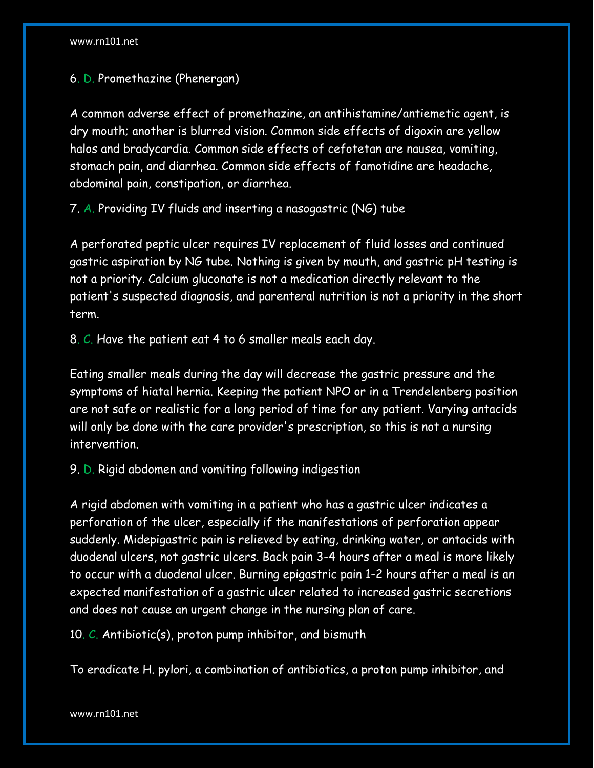6. D. Promethazine (Phenergan)

A common adverse effect of promethazine, an antihistamine/antiemetic agent, is dry mouth; another is blurred vision. Common side effects of digoxin are yellow halos and bradycardia. Common side effects of cefotetan are nausea, vomiting, stomach pain, and diarrhea. Common side effects of famotidine are headache, abdominal pain, constipation, or diarrhea.

7. A. Providing IV fluids and inserting a nasogastric (NG) tube

A perforated peptic ulcer requires IV replacement of fluid losses and continued gastric aspiration by NG tube. Nothing is given by mouth, and gastric pH testing is not a priority. Calcium gluconate is not a medication directly relevant to the patient's suspected diagnosis, and parenteral nutrition is not a priority in the short term.

8. C. Have the patient eat 4 to 6 smaller meals each day.

Eating smaller meals during the day will decrease the gastric pressure and the symptoms of hiatal hernia. Keeping the patient NPO or in a Trendelenberg position are not safe or realistic for a long period of time for any patient. Varying antacids will only be done with the care provider's prescription, so this is not a nursing intervention.

9. D. Rigid abdomen and vomiting following indigestion

A rigid abdomen with vomiting in a patient who has a gastric ulcer indicates a perforation of the ulcer, especially if the manifestations of perforation appear suddenly. Midepigastric pain is relieved by eating, drinking water, or antacids with duodenal ulcers, not gastric ulcers. Back pain 3-4 hours after a meal is more likely to occur with a duodenal ulcer. Burning epigastric pain 1-2 hours after a meal is an expected manifestation of a gastric ulcer related to increased gastric secretions and does not cause an urgent change in the nursing plan of care.

10. C. Antibiotic(s), proton pump inhibitor, and bismuth

To eradicate H. pylori, a combination of antibiotics, a proton pump inhibitor, and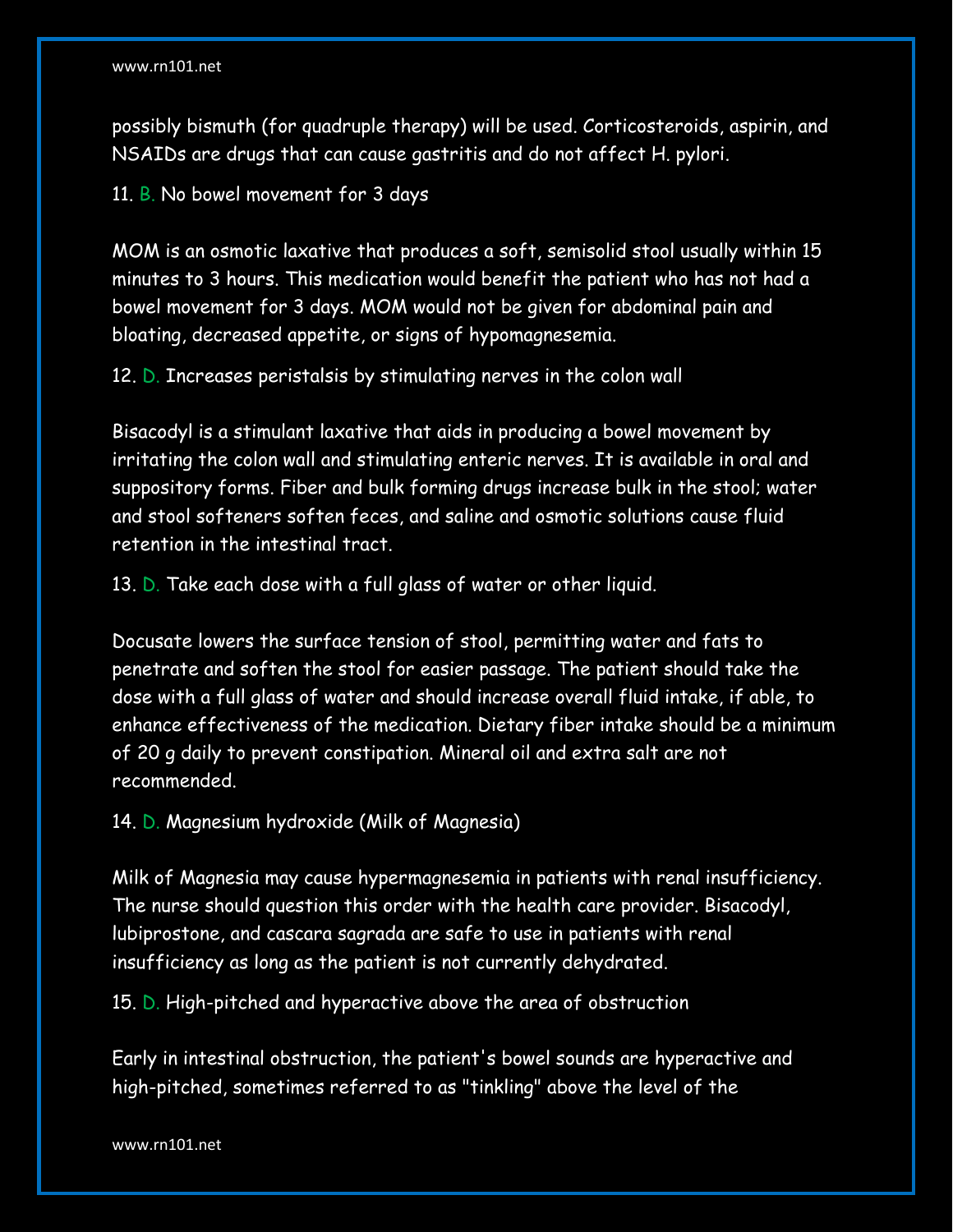possibly bismuth (for quadruple therapy) will be used. Corticosteroids, aspirin, and NSAIDs are drugs that can cause gastritis and do not affect H. pylori.

11. B. No bowel movement for 3 days

MOM is an osmotic laxative that produces a soft, semisolid stool usually within 15 minutes to 3 hours. This medication would benefit the patient who has not had a bowel movement for 3 days. MOM would not be given for abdominal pain and bloating, decreased appetite, or signs of hypomagnesemia.

12. D. Increases peristalsis by stimulating nerves in the colon wall

Bisacodyl is a stimulant laxative that aids in producing a bowel movement by irritating the colon wall and stimulating enteric nerves. It is available in oral and suppository forms. Fiber and bulk forming drugs increase bulk in the stool; water and stool softeners soften feces, and saline and osmotic solutions cause fluid retention in the intestinal tract.

13. D. Take each dose with a full glass of water or other liquid.

Docusate lowers the surface tension of stool, permitting water and fats to penetrate and soften the stool for easier passage. The patient should take the dose with a full glass of water and should increase overall fluid intake, if able, to enhance effectiveness of the medication. Dietary fiber intake should be a minimum of 20 g daily to prevent constipation. Mineral oil and extra salt are not recommended.

14. D. Magnesium hydroxide (Milk of Magnesia)

Milk of Magnesia may cause hypermagnesemia in patients with renal insufficiency. The nurse should question this order with the health care provider. Bisacodyl, lubiprostone, and cascara sagrada are safe to use in patients with renal insufficiency as long as the patient is not currently dehydrated.

15. D. High-pitched and hyperactive above the area of obstruction

Early in intestinal obstruction, the patient's bowel sounds are hyperactive and high-pitched, sometimes referred to as "tinkling" above the level of the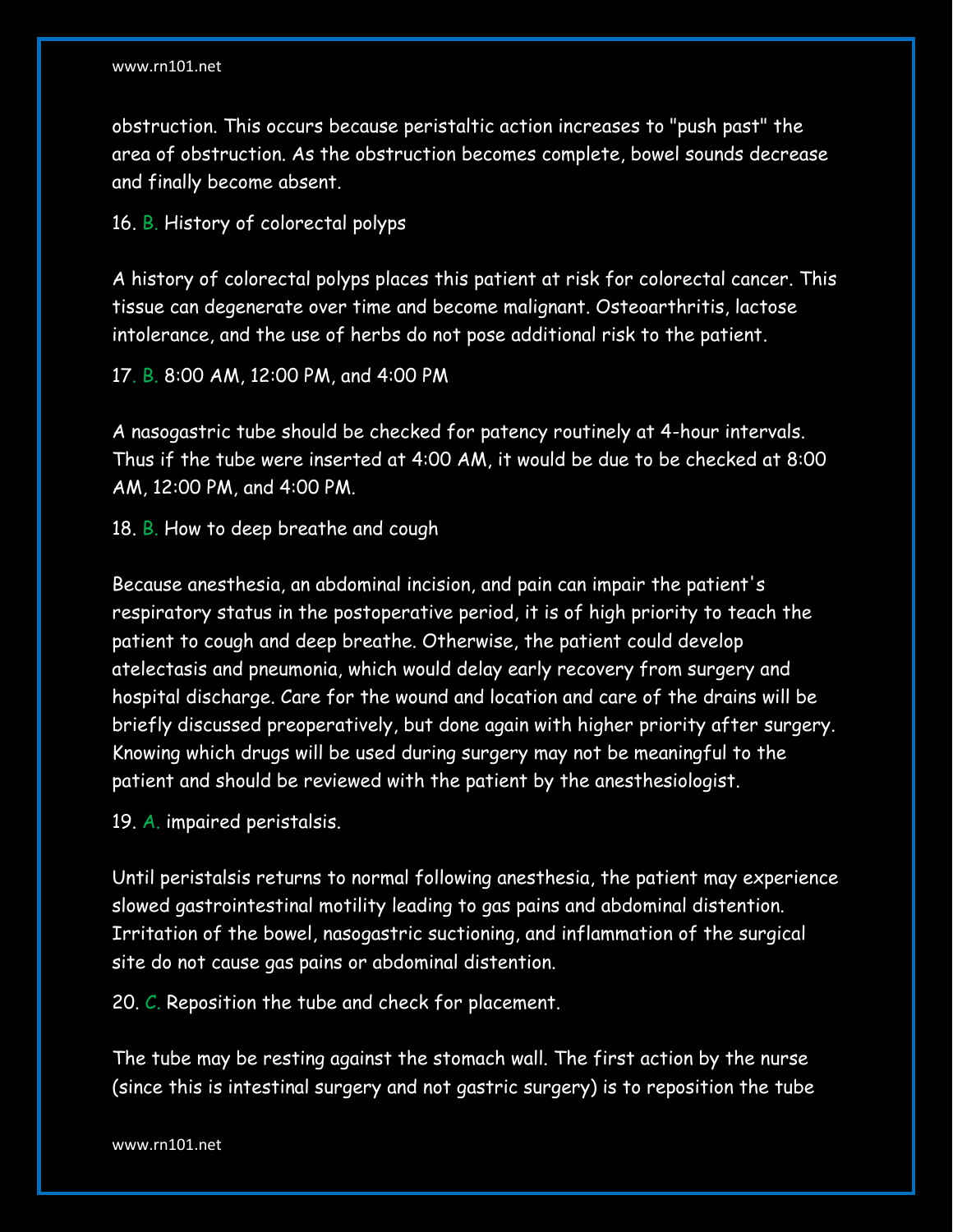obstruction. This occurs because peristaltic action increases to "push past" the area of obstruction. As the obstruction becomes complete, bowel sounds decrease and finally become absent.

16. B. History of colorectal polyps

A history of colorectal polyps places this patient at risk for colorectal cancer. This tissue can degenerate over time and become malignant. Osteoarthritis, lactose intolerance, and the use of herbs do not pose additional risk to the patient.

17. B. 8:00 AM, 12:00 PM, and 4:00 PM

A nasogastric tube should be checked for patency routinely at 4-hour intervals. Thus if the tube were inserted at 4:00 AM, it would be due to be checked at 8:00 AM, 12:00 PM, and 4:00 PM.

18. B. How to deep breathe and cough

Because anesthesia, an abdominal incision, and pain can impair the patient's respiratory status in the postoperative period, it is of high priority to teach the patient to cough and deep breathe. Otherwise, the patient could develop atelectasis and pneumonia, which would delay early recovery from surgery and hospital discharge. Care for the wound and location and care of the drains will be briefly discussed preoperatively, but done again with higher priority after surgery. Knowing which drugs will be used during surgery may not be meaningful to the patient and should be reviewed with the patient by the anesthesiologist.

19. A. impaired peristalsis.

Until peristalsis returns to normal following anesthesia, the patient may experience slowed gastrointestinal motility leading to gas pains and abdominal distention. Irritation of the bowel, nasogastric suctioning, and inflammation of the surgical site do not cause gas pains or abdominal distention.

20. C. Reposition the tube and check for placement.

The tube may be resting against the stomach wall. The first action by the nurse (since this is intestinal surgery and not gastric surgery) is to reposition the tube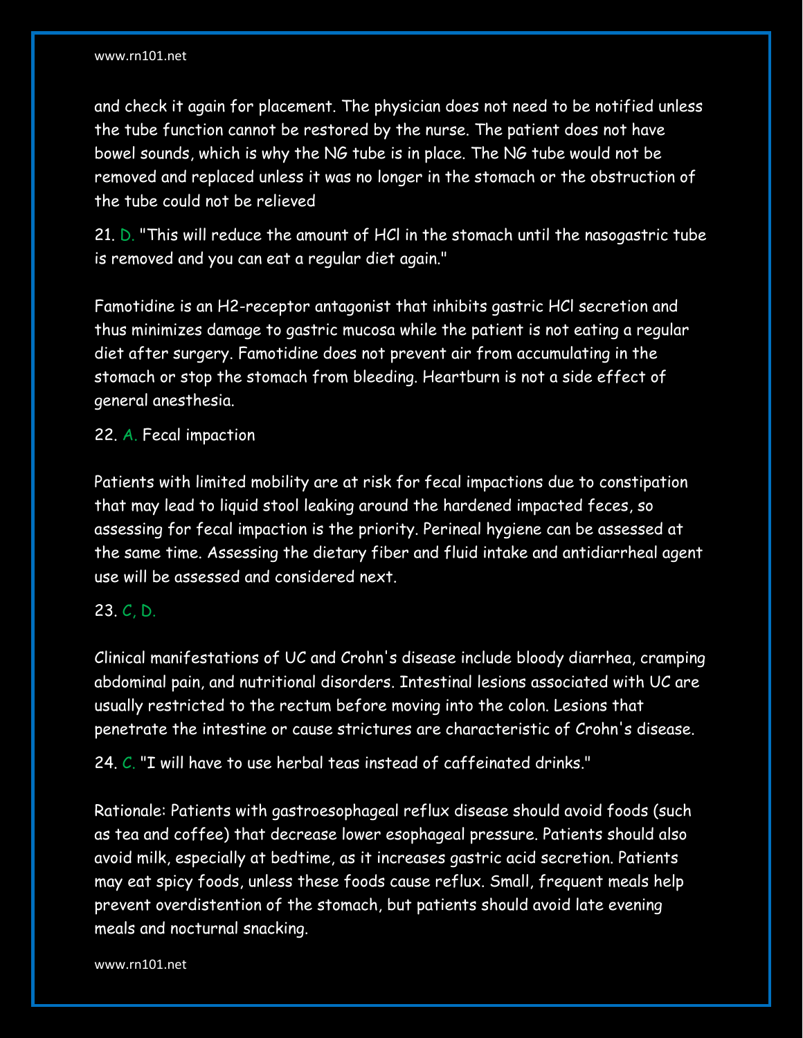and check it again for placement. The physician does not need to be notified unless the tube function cannot be restored by the nurse. The patient does not have bowel sounds, which is why the NG tube is in place. The NG tube would not be removed and replaced unless it was no longer in the stomach or the obstruction of the tube could not be relieved

21. D. "This will reduce the amount of HCl in the stomach until the nasogastric tube is removed and you can eat a regular diet again."

Famotidine is an H2-receptor antagonist that inhibits gastric HCl secretion and thus minimizes damage to gastric mucosa while the patient is not eating a regular diet after surgery. Famotidine does not prevent air from accumulating in the stomach or stop the stomach from bleeding. Heartburn is not a side effect of general anesthesia.

22. A. Fecal impaction

Patients with limited mobility are at risk for fecal impactions due to constipation that may lead to liquid stool leaking around the hardened impacted feces, so assessing for fecal impaction is the priority. Perineal hygiene can be assessed at the same time. Assessing the dietary fiber and fluid intake and antidiarrheal agent use will be assessed and considered next.

23. C, D.

Clinical manifestations of UC and Crohn's disease include bloody diarrhea, cramping abdominal pain, and nutritional disorders. Intestinal lesions associated with UC are usually restricted to the rectum before moving into the colon. Lesions that penetrate the intestine or cause strictures are characteristic of Crohn's disease.

24. C. "I will have to use herbal teas instead of caffeinated drinks."

Rationale: Patients with gastroesophageal reflux disease should avoid foods (such as tea and coffee) that decrease lower esophageal pressure. Patients should also avoid milk, especially at bedtime, as it increases gastric acid secretion. Patients may eat spicy foods, unless these foods cause reflux. Small, frequent meals help prevent overdistention of the stomach, but patients should avoid late evening meals and nocturnal snacking.